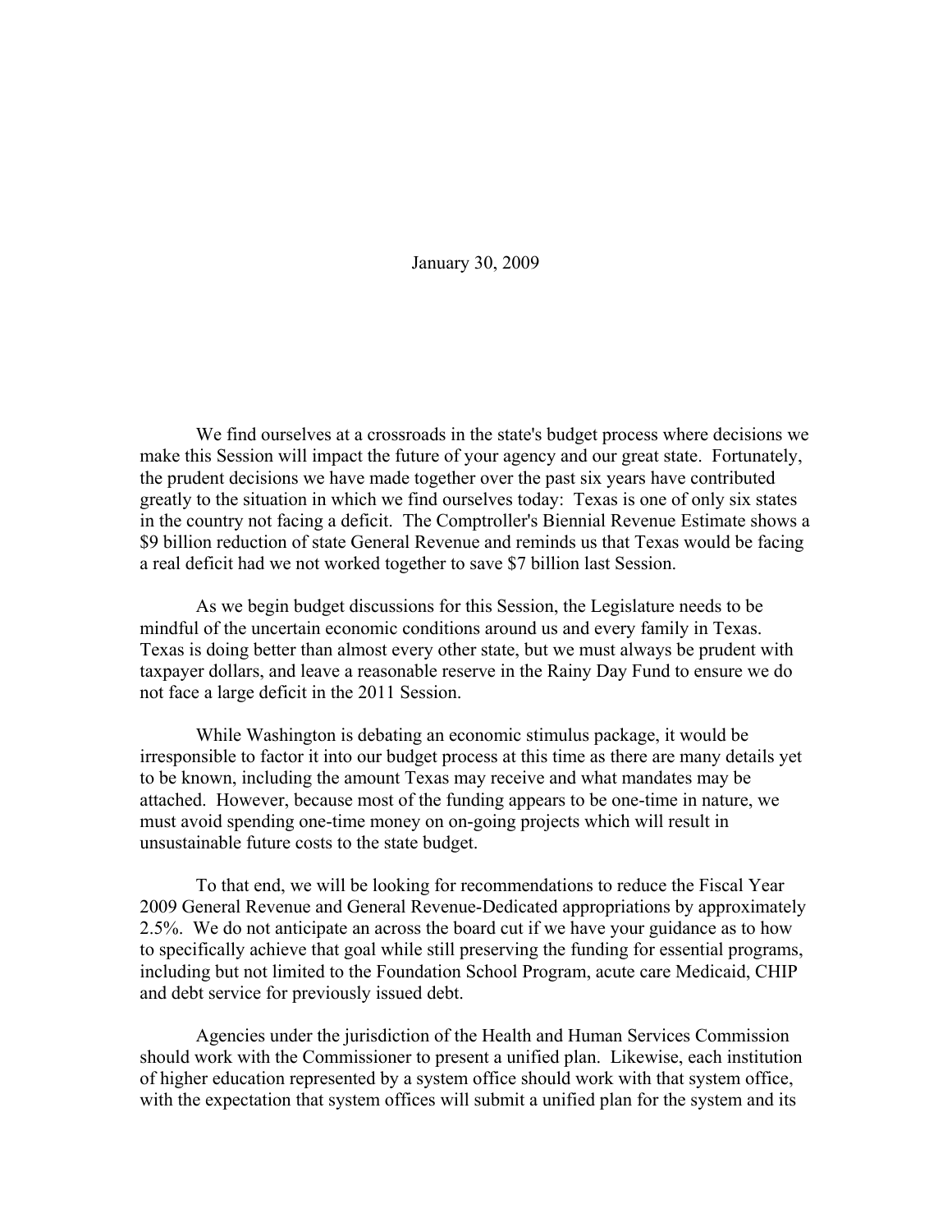January 30, 2009

We find ourselves at a crossroads in the state's budget process where decisions we make this Session will impact the future of your agency and our great state. Fortunately, the prudent decisions we have made together over the past six years have contributed greatly to the situation in which we find ourselves today: Texas is one of only six states in the country not facing a deficit. The Comptroller's Biennial Revenue Estimate shows a $9 billion reduction of state General Revenue and reminds us that Texas would be facing a real deficit had we not worked together to save $7 billion last Session.

As we begin budget discussions for this Session, the Legislature needs to be mindful of the uncertain economic conditions around us and every family in Texas. Texas is doing better than almost every other state, but we must always be prudent with taxpayer dollars, and leave a reasonable reserve in the Rainy Day Fund to ensure we do not face a large deficit in the 2011 Session.

While Washington is debating an economic stimulus package, it would be irresponsible to factor it into our budget process at this time as there are many details yet to be known, including the amount Texas may receive and what mandates may be attached. However, because most of the funding appears to be one-time in nature, we must avoid spending one-time money on on-going projects which will result in unsustainable future costs to the state budget.

To that end, we will be looking for recommendations to reduce the Fiscal Year 2009 General Revenue and General Revenue-Dedicated appropriations by approximately 2.5%. We do not anticipate an across the board cut if we have your guidance as to how to specifically achieve that goal while still preserving the funding for essential programs, including but not limited to the Foundation School Program, acute care Medicaid, CHIP and debt service for previously issued debt.

Agencies under the jurisdiction of the Health and Human Services Commission should work with the Commissioner to present a unified plan. Likewise, each institution of higher education represented by a system office should work with that system office, with the expectation that system offices will submit a unified plan for the system and its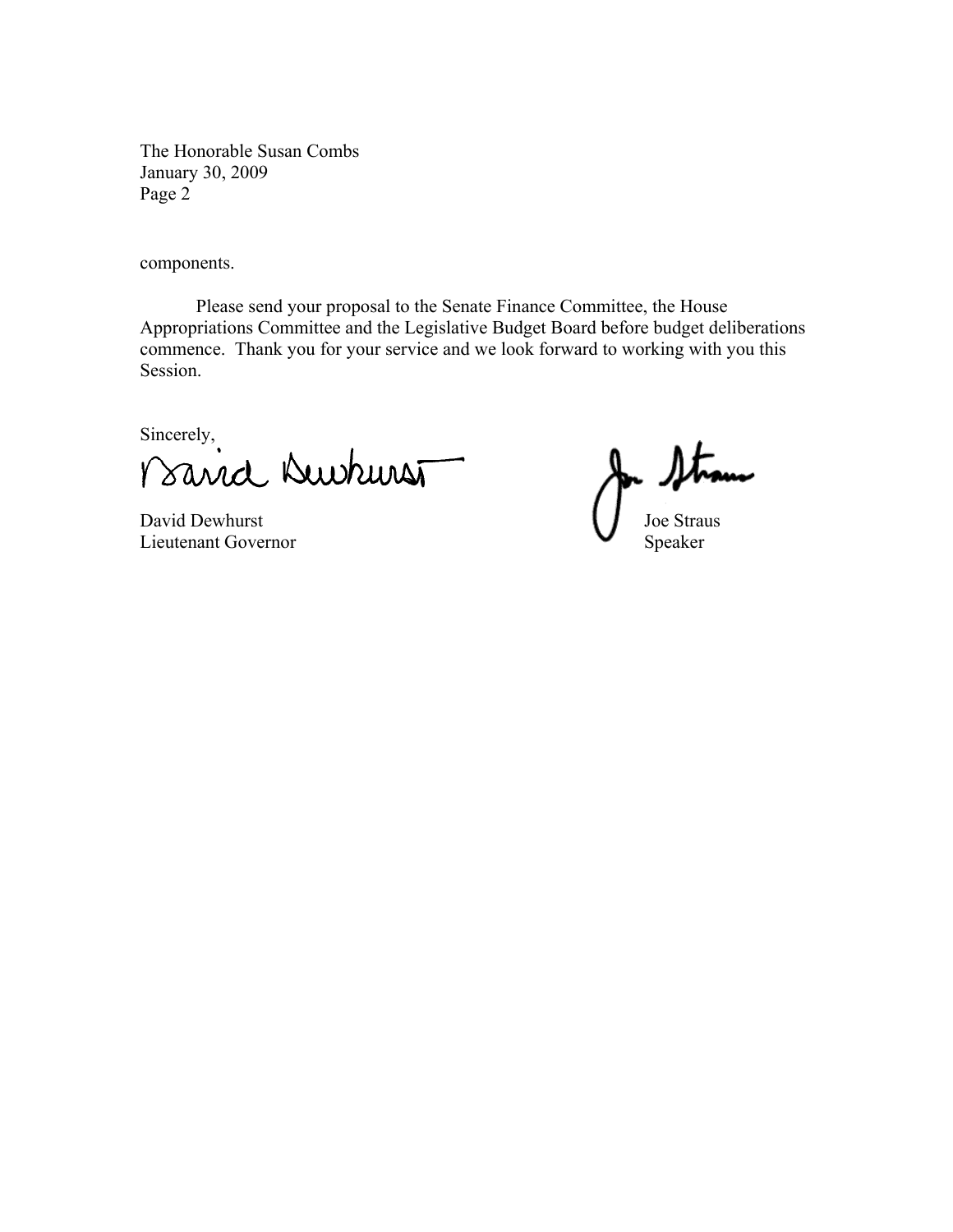The Honorable Susan Combs
January 30, 2009
Page 2

components.

Please send your proposal to the Senate Finance Committee, the House Appropriations Committee and the Legislative Budget Board before budget deliberations commence. Thank you for your service and we look forward to working with you this Session.

Sincerely,

David Dewhurst
Lieutenant Governor

Joe Straus
Speaker